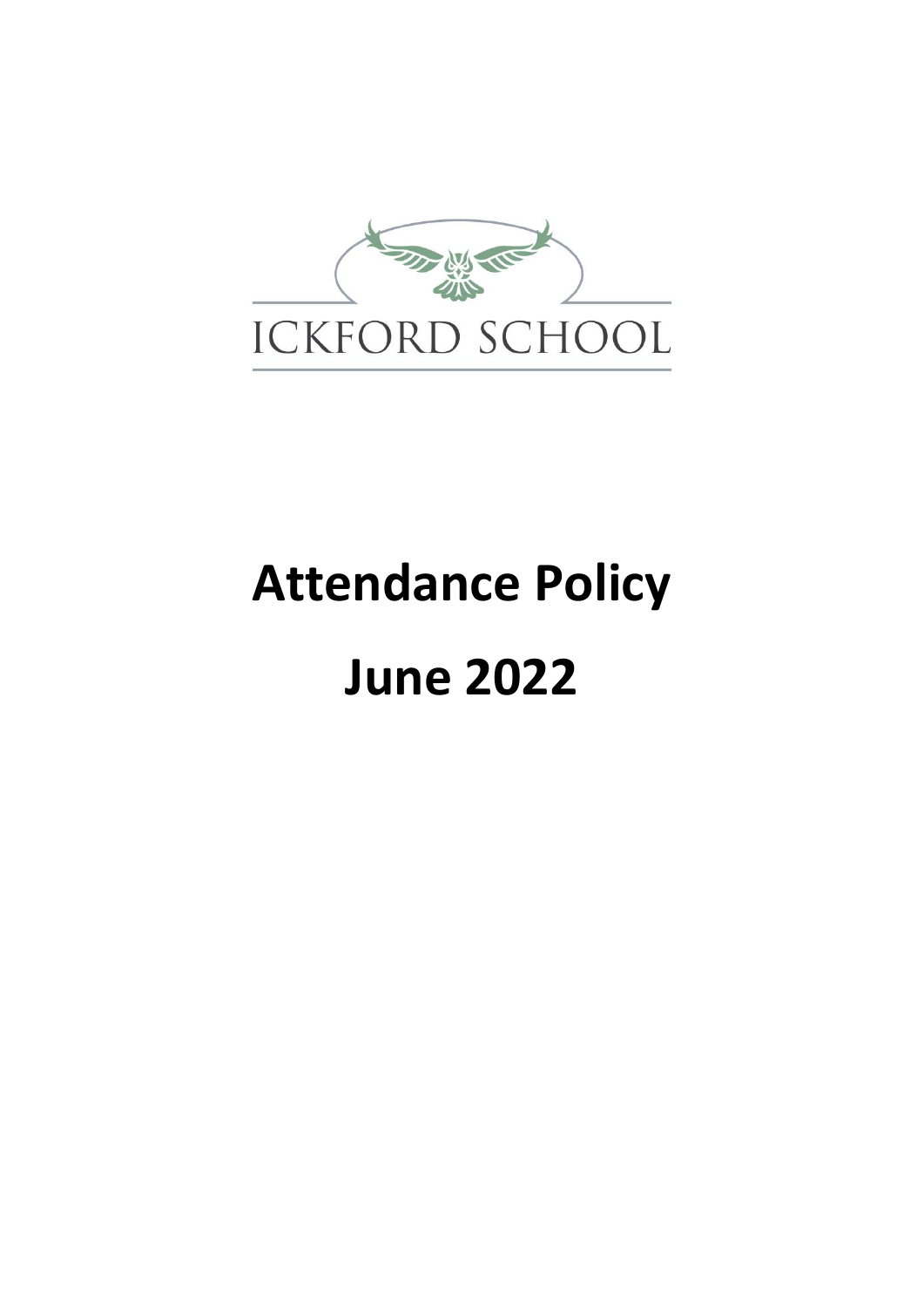ICKFORD SCHOOL

# Attendance Policy

# June 2022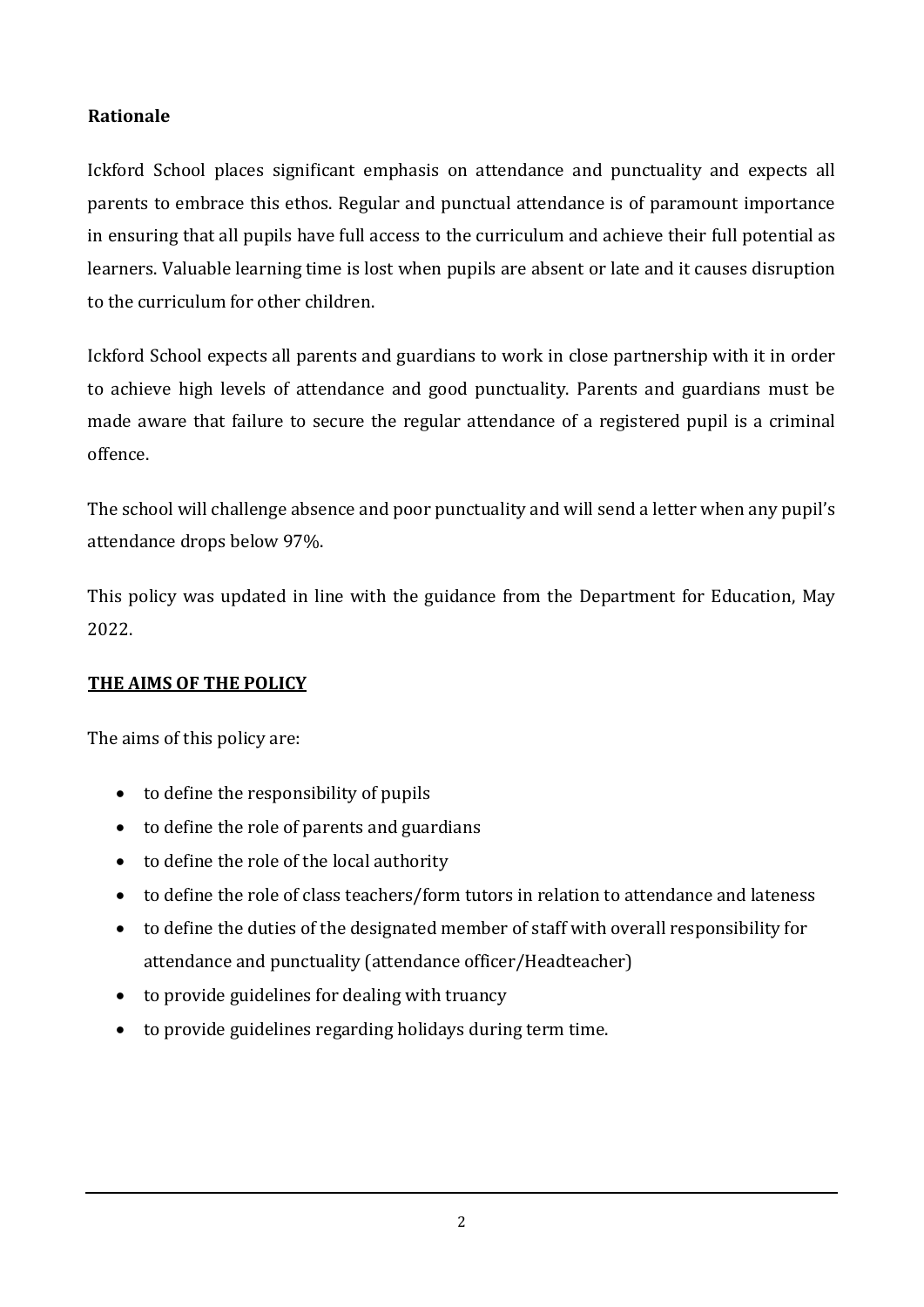**Rationale**

Ickford School places significant emphasis on attendance and punctuality and expects all parents to embrace this ethos. Regular and punctual attendance is of paramount importance in ensuring that all pupils have full access to the curriculum and achieve their full potential as learners. Valuable learning time is lost when pupils are absent or late and it causes disruption to the curriculum for other children.

Ickford School expects all parents and guardians to work in close partnership with it in order to achieve high levels of attendance and good punctuality. Parents and guardians must be made aware that failure to secure the regular attendance of a registered pupil is a criminal offence.

The school will challenge absence and poor punctuality and will send a letter when any pupil's attendance drops below 97%.

This policy was updated in line with the guidance from the Department for Education, May 2022.

## THE AIMS OF THE POLICY

The aims of this policy are:

- to define the responsibility of pupils
- to define the role of parents and guardians
- to define the role of the local authority
- to define the role of class teachers/form tutors in relation to attendance and lateness
- to define the duties of the designated member of staff with overall responsibility for attendance and punctuality (attendance officer/Headteacher)
- to provide guidelines for dealing with truancy
- to provide guidelines regarding holidays during term time.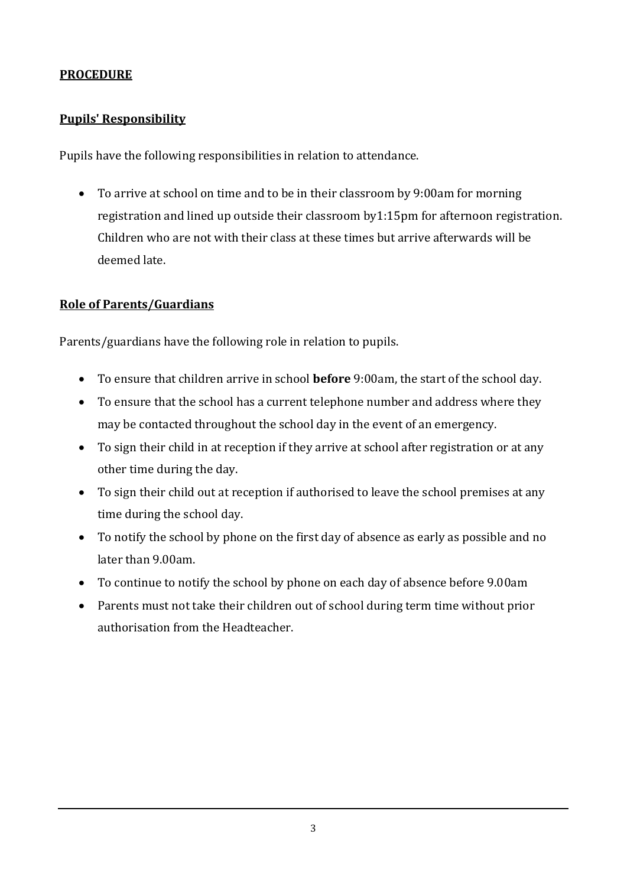**PROCEDURE**

**Pupils' Responsibility**

Pupils have the following responsibilities in relation to attendance.

- To arrive at school on time and to be in their classroom by 9:00am for morning registration and lined up outside their classroom by1:15pm for afternoon registration. Children who are not with their class at these times but arrive afterwards will be deemed late.

**Role of Parents/Guardians**

Parents/guardians have the following role in relation to pupils.

- To ensure that children arrive in school **before** 9:00am, the start of the school day.
- To ensure that the school has a current telephone number and address where they may be contacted throughout the school day in the event of an emergency.
- To sign their child in at reception if they arrive at school after registration or at any other time during the day.
- To sign their child out at reception if authorised to leave the school premises at any time during the school day.
- To notify the school by phone on the first day of absence as early as possible and no later than 9.00am.
- To continue to notify the school by phone on each day of absence before 9.00am
- Parents must not take their children out of school during term time without prior authorisation from the Headteacher.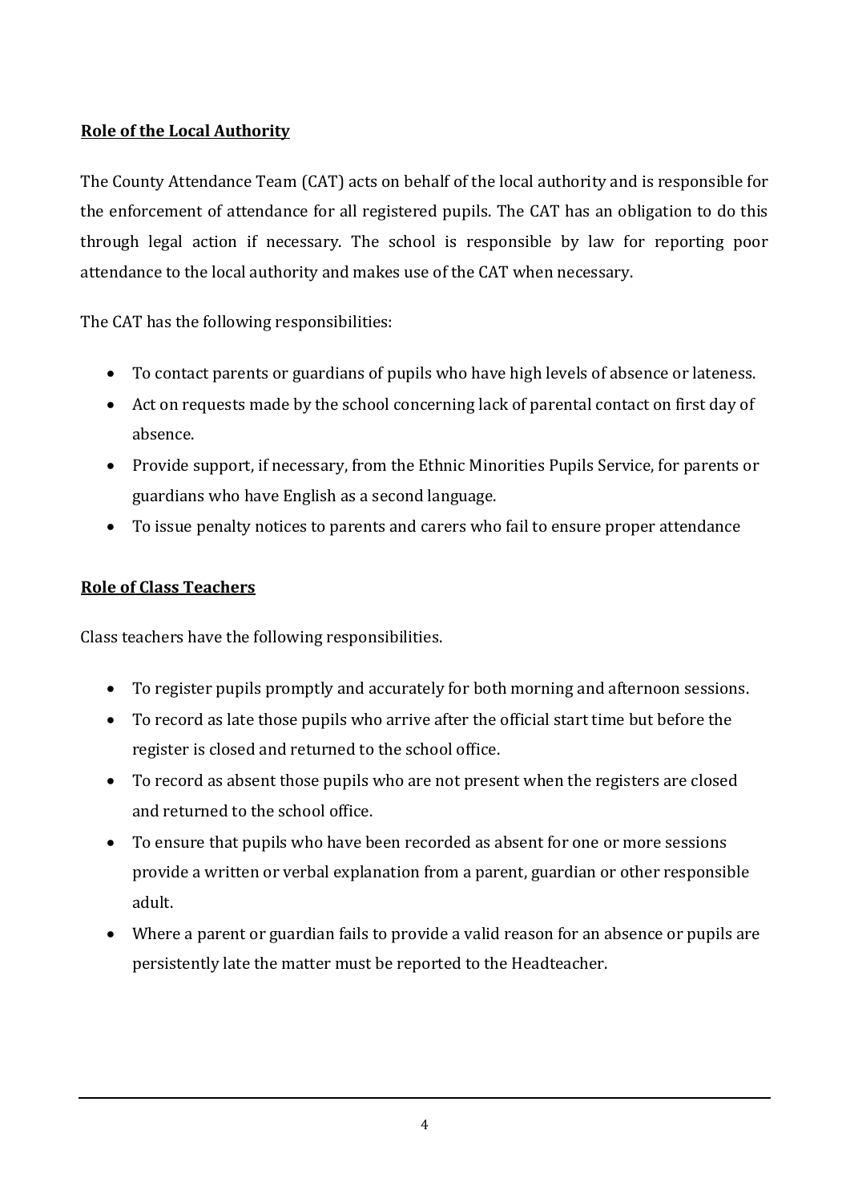## Role of the Local Authority

The County Attendance Team (CAT) acts on behalf of the local authority and is responsible for the enforcement of attendance for all registered pupils. The CAT has an obligation to do this through legal action if necessary. The school is responsible by law for reporting poor attendance to the local authority and makes use of the CAT when necessary.

The CAT has the following responsibilities:

- To contact parents or guardians of pupils who have high levels of absence or lateness.
- Act on requests made by the school concerning lack of parental contact on first day of absence.
- Provide support, if necessary, from the Ethnic Minorities Pupils Service, for parents or guardians who have English as a second language.
- To issue penalty notices to parents and carers who fail to ensure proper attendance

## Role of Class Teachers

Class teachers have the following responsibilities.

- To register pupils promptly and accurately for both morning and afternoon sessions.
- To record as late those pupils who arrive after the official start time but before the register is closed and returned to the school office.
- To record as absent those pupils who are not present when the registers are closed and returned to the school office.
- To ensure that pupils who have been recorded as absent for one or more sessions provide a written or verbal explanation from a parent, guardian or other responsible adult.
- Where a parent or guardian fails to provide a valid reason for an absence or pupils are persistently late the matter must be reported to the Headteacher.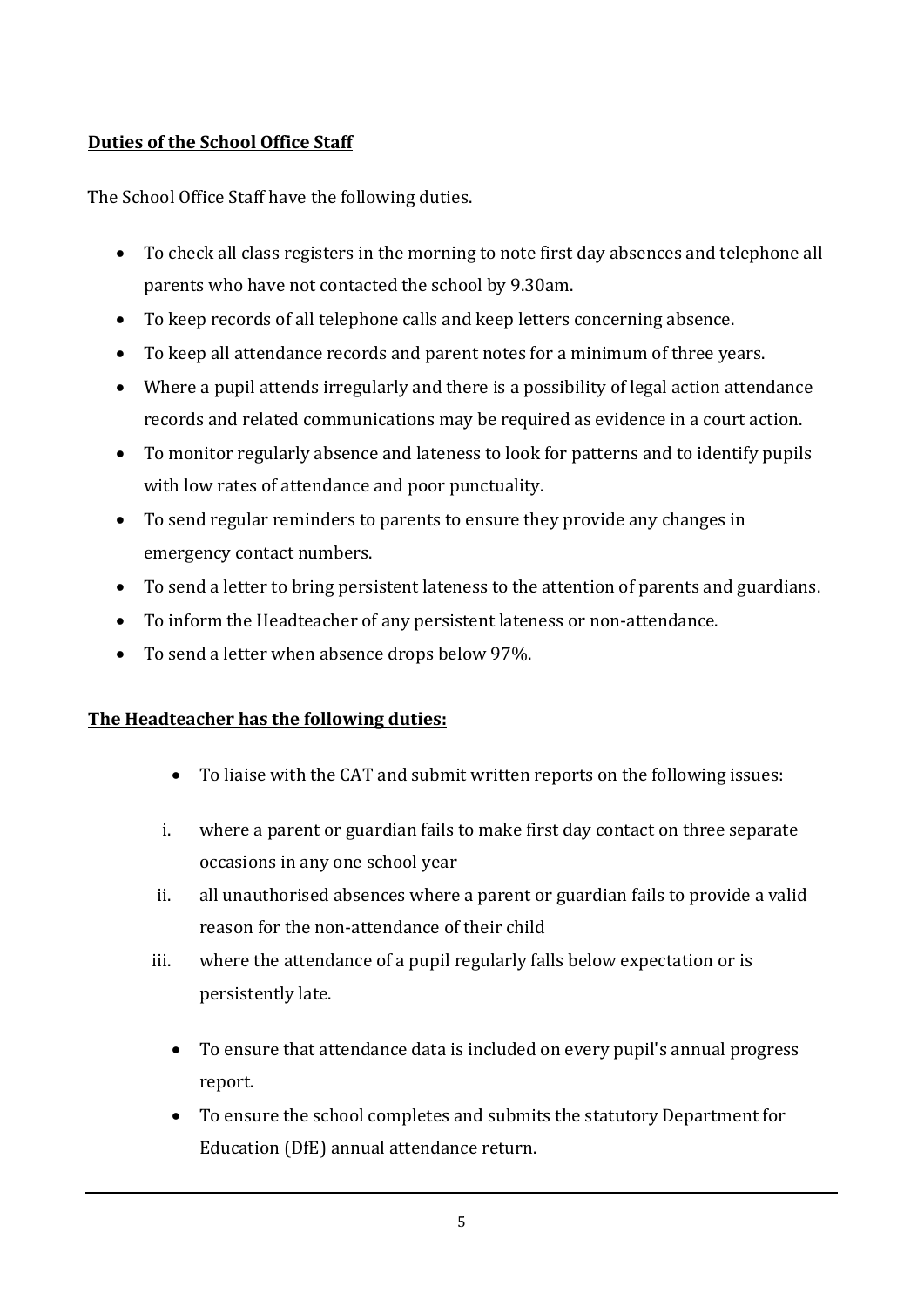**Duties of the School Office Staff**

The School Office Staff have the following duties.

- To check all class registers in the morning to note first day absences and telephone all parents who have not contacted the school by 9.30am.
- To keep records of all telephone calls and keep letters concerning absence.
- To keep all attendance records and parent notes for a minimum of three years.
- Where a pupil attends irregularly and there is a possibility of legal action attendance records and related communications may be required as evidence in a court action.
- To monitor regularly absence and lateness to look for patterns and to identify pupils with low rates of attendance and poor punctuality.
- To send regular reminders to parents to ensure they provide any changes in emergency contact numbers.
- To send a letter to bring persistent lateness to the attention of parents and guardians.
- To inform the Headteacher of any persistent lateness or non-attendance.
- To send a letter when absence drops below 97%.

**The Headteacher has the following duties:**

- To liaise with the CAT and submit written reports on the following issues:

  i. where a parent or guardian fails to make first day contact on three separate occasions in any one school year
  
  ii. all unauthorised absences where a parent or guardian fails to provide a valid reason for the non-attendance of their child
  
  iii. where the attendance of a pupil regularly falls below expectation or is persistently late.

- To ensure that attendance data is included on every pupil's annual progress report.
- To ensure the school completes and submits the statutory Department for Education (DfE) annual attendance return.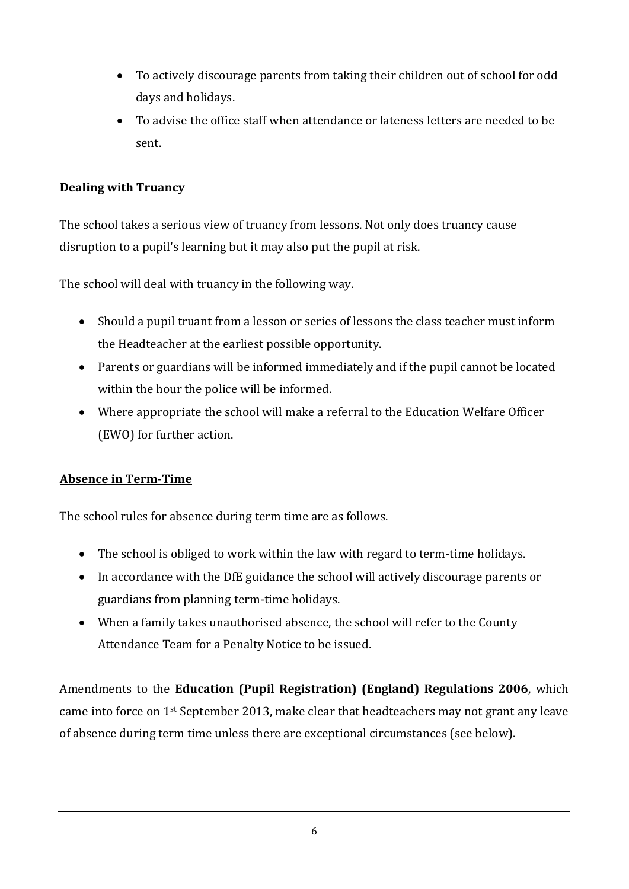- To actively discourage parents from taking their children out of school for odd days and holidays.
- To advise the office staff when attendance or lateness letters are needed to be sent.

## Dealing with Truancy

The school takes a serious view of truancy from lessons. Not only does truancy cause disruption to a pupil's learning but it may also put the pupil at risk.

The school will deal with truancy in the following way.

- Should a pupil truant from a lesson or series of lessons the class teacher must inform the Headteacher at the earliest possible opportunity.
- Parents or guardians will be informed immediately and if the pupil cannot be located within the hour the police will be informed.
- Where appropriate the school will make a referral to the Education Welfare Officer (EWO) for further action.

## Absence in Term-Time

The school rules for absence during term time are as follows.

- The school is obliged to work within the law with regard to term-time holidays.
- In accordance with the DfE guidance the school will actively discourage parents or guardians from planning term-time holidays.
- When a family takes unauthorised absence, the school will refer to the County Attendance Team for a Penalty Notice to be issued.

Amendments to the **Education (Pupil Registration) (England) Regulations 2006**, which came into force on 1st September 2013, make clear that headteachers may not grant any leave of absence during term time unless there are exceptional circumstances (see below).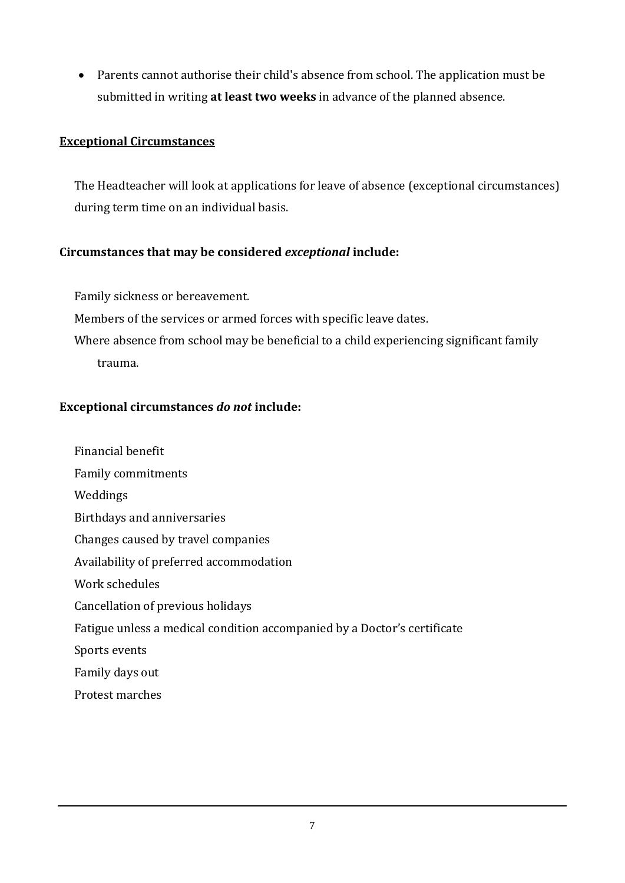- Parents cannot authorise their child's absence from school. The application must be submitted in writing **at least two weeks** in advance of the planned absence.

## Exceptional Circumstances

The Headteacher will look at applications for leave of absence (exceptional circumstances) during term time on an individual basis.

**Circumstances that may be considered *exceptional* include:**

Family sickness or bereavement.
Members of the services or armed forces with specific leave dates.
Where absence from school may be beneficial to a child experiencing significant family trauma.

**Exceptional circumstances *do not* include:**

Financial benefit
Family commitments
Weddings
Birthdays and anniversaries
Changes caused by travel companies
Availability of preferred accommodation
Work schedules
Cancellation of previous holidays
Fatigue unless a medical condition accompanied by a Doctor's certificate
Sports events
Family days out
Protest marches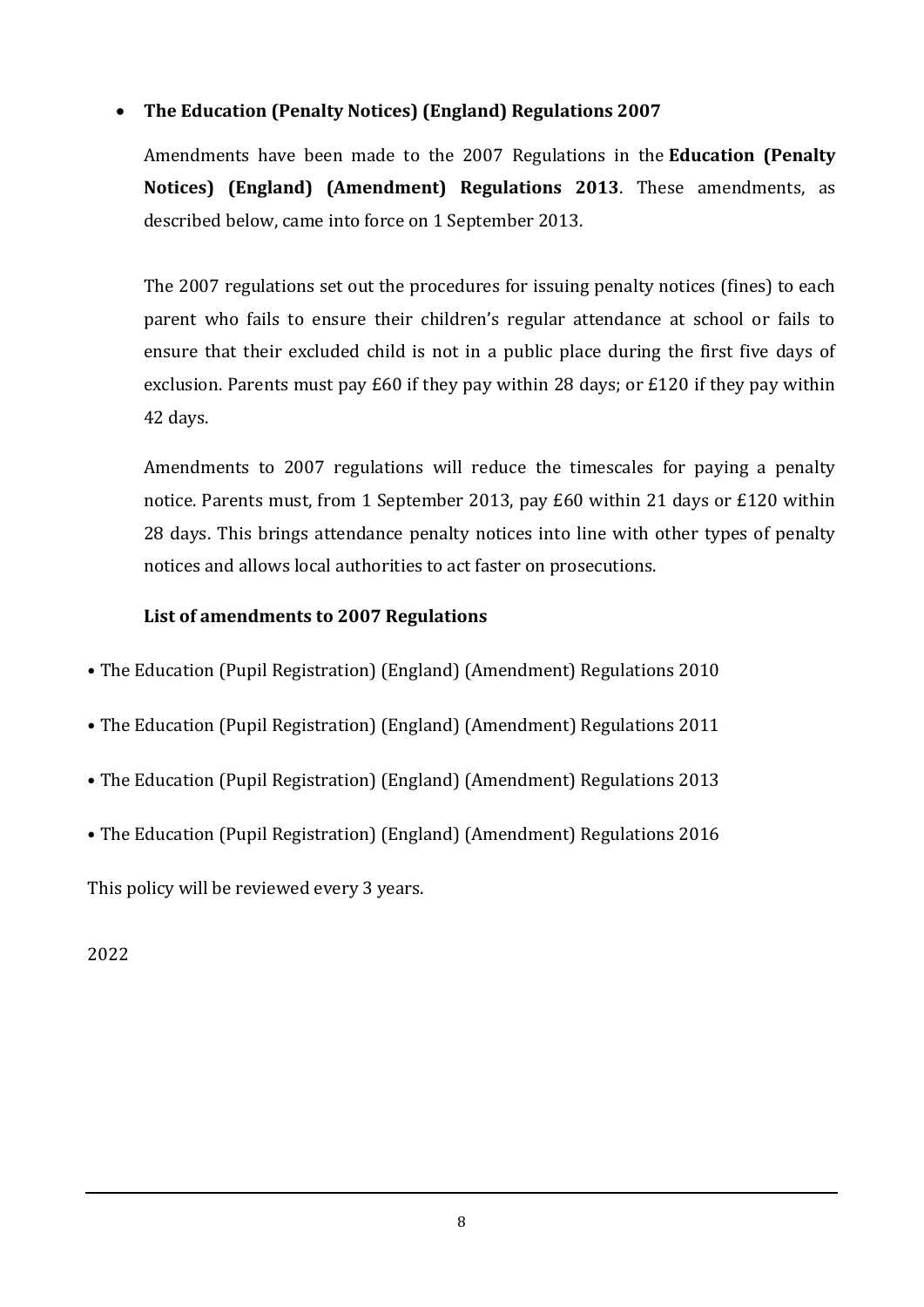- **The Education (Penalty Notices) (England) Regulations 2007**

  Amendments have been made to the 2007 Regulations in the **Education (Penalty Notices) (England) (Amendment) Regulations 2013**. These amendments, as described below, came into force on 1 September 2013.

  The 2007 regulations set out the procedures for issuing penalty notices (fines) to each parent who fails to ensure their children's regular attendance at school or fails to ensure that their excluded child is not in a public place during the first five days of exclusion. Parents must pay £60 if they pay within 28 days; or £120 if they pay within 42 days.

  Amendments to 2007 regulations will reduce the timescales for paying a penalty notice. Parents must, from 1 September 2013, pay £60 within 21 days or £120 within 28 days. This brings attendance penalty notices into line with other types of penalty notices and allows local authorities to act faster on prosecutions.

  **List of amendments to 2007 Regulations**

- The Education (Pupil Registration) (England) (Amendment) Regulations 2010
- The Education (Pupil Registration) (England) (Amendment) Regulations 2011
- The Education (Pupil Registration) (England) (Amendment) Regulations 2013
- The Education (Pupil Registration) (England) (Amendment) Regulations 2016

This policy will be reviewed every 3 years.

2022